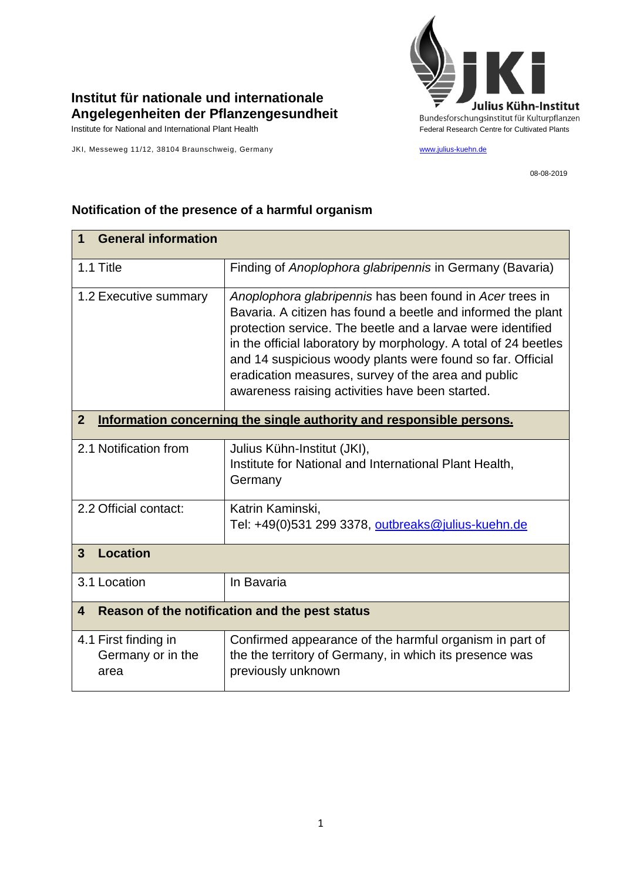**Institut für nationale und internationale Angelegenheiten der Pflanzengesundheit**
Institute for National and International Plant Health

JKI, Messeweg 11/12, 38104 Braunschweig, Germany

**Julius Kühn-Institut**
Bundesforschungsinstitut für Kulturpflanzen
Federal Research Centre for Cultivated Plants

www.julius-kuehn.de

08-08-2019

## Notification of the presence of a harmful organism

| **1 General information** | |
|---|---|
| 1.1 Title | Finding of *Anoplophora glabripennis* in Germany (Bavaria) |
| 1.2 Executive summary | *Anoplophora glabripennis* has been found in *Acer* trees in Bavaria. A citizen has found a beetle and informed the plant protection service. The beetle and a larvae were identified in the official laboratory by morphology. A total of 24 beetles and 14 suspicious woody plants were found so far. Official eradication measures, survey of the area and public awareness raising activities have been started. |
| **2 Information concerning the single authority and responsible persons.** | |
| 2.1 Notification from | Julius Kühn-Institut (JKI), Institute for National and International Plant Health, Germany |
| 2.2 Official contact: | Katrin Kaminski, Tel: +49(0)531 299 3378, outbreaks@julius-kuehn.de |
| **3 Location** | |
| 3.1 Location | In Bavaria |
| **4 Reason of the notification and the pest status** | |
| 4.1 First finding in Germany or in the area | Confirmed appearance of the harmful organism in part of the the territory of Germany, in which its presence was previously unknown |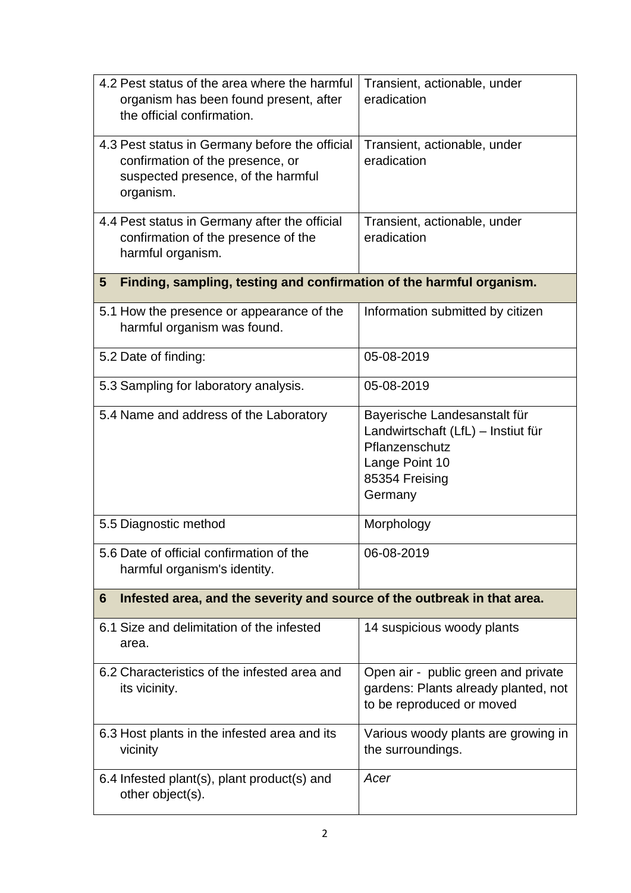| | |
|---|---|
| 4.2 Pest status of the area where the harmful organism has been found present, after the official confirmation. | Transient, actionable, under eradication |
| 4.3 Pest status in Germany before the official confirmation of the presence, or suspected presence, of the harmful organism. | Transient, actionable, under eradication |
| 4.4 Pest status in Germany after the official confirmation of the presence of the harmful organism. | Transient, actionable, under eradication |
| **5 Finding, sampling, testing and confirmation of the harmful organism.** | |
| 5.1 How the presence or appearance of the harmful organism was found. | Information submitted by citizen |
| 5.2 Date of finding: | 05-08-2019 |
| 5.3 Sampling for laboratory analysis. | 05-08-2019 |
| 5.4 Name and address of the Laboratory | Bayerische Landesanstalt für Landwirtschaft (LfL) – Instiut für Pflanzenschutz<br>Lange Point 10<br>85354 Freising<br>Germany |
| 5.5 Diagnostic method | Morphology |
| 5.6 Date of official confirmation of the harmful organism's identity. | 06-08-2019 |
| **6 Infested area, and the severity and source of the outbreak in that area.** | |
| 6.1 Size and delimitation of the infested area. | 14 suspicious woody plants |
| 6.2 Characteristics of the infested area and its vicinity. | Open air - public green and private gardens: Plants already planted, not to be reproduced or moved |
| 6.3 Host plants in the infested area and its vicinity | Various woody plants are growing in the surroundings. |
| 6.4 Infested plant(s), plant product(s) and other object(s). | *Acer* |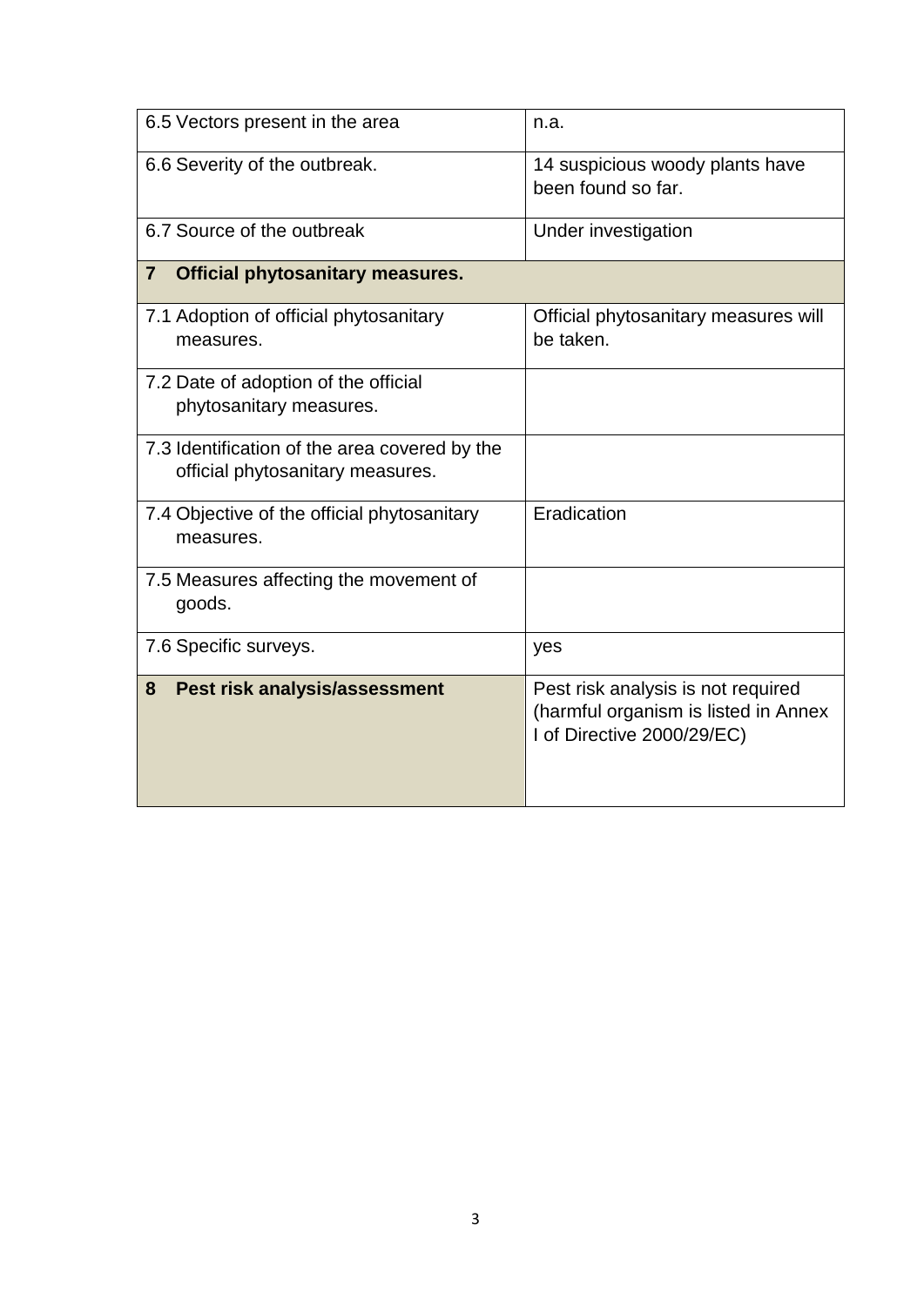| | |
|---|---|
| 6.5 Vectors present in the area | n.a. |
| 6.6 Severity of the outbreak. | 14 suspicious woody plants have been found so far. |
| 6.7 Source of the outbreak | Under investigation |
| **7 Official phytosanitary measures.** | |
| 7.1 Adoption of official phytosanitary measures. | Official phytosanitary measures will be taken. |
| 7.2 Date of adoption of the official phytosanitary measures. | |
| 7.3 Identification of the area covered by the official phytosanitary measures. | |
| 7.4 Objective of the official phytosanitary measures. | Eradication |
| 7.5 Measures affecting the movement of goods. | |
| 7.6 Specific surveys. | yes |
| **8 Pest risk analysis/assessment** | Pest risk analysis is not required (harmful organism is listed in Annex I of Directive 2000/29/EC) |